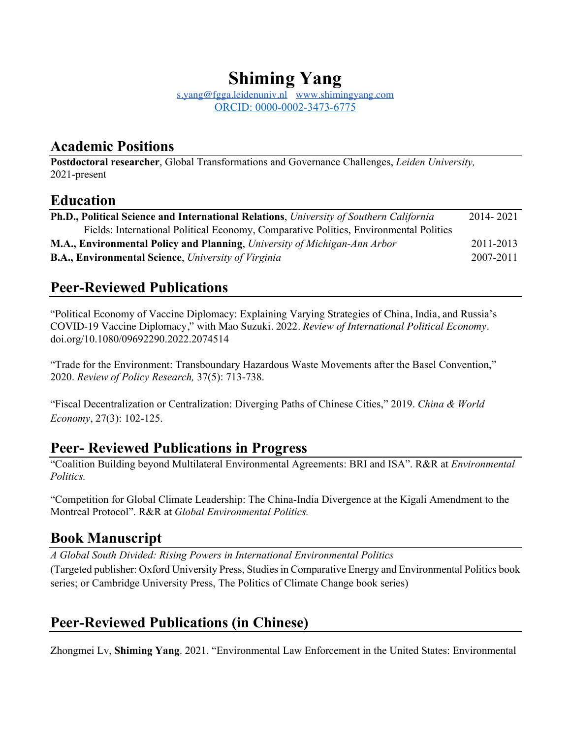# Shiming Yang

s.yang@fgga.leidenuniv.nl   www.shimingyang.com
ORCID: 0000-0002-3473-6775

## Academic Positions

**Postdoctoral researcher**, Global Transformations and Governance Challenges, *Leiden University,* 2021-present

## Education

**Ph.D., Political Science and International Relations**, *University of Southern California* 2014- 2021
Fields: International Political Economy, Comparative Politics, Environmental Politics

**M.A., Environmental Policy and Planning**, *University of Michigan-Ann Arbor* 2011-2013

**B.A., Environmental Science**, *University of Virginia* 2007-2011

## Peer-Reviewed Publications

"Political Economy of Vaccine Diplomacy: Explaining Varying Strategies of China, India, and Russia's COVID-19 Vaccine Diplomacy," with Mao Suzuki. 2022. *Review of International Political Economy*. doi.org/10.1080/09692290.2022.2074514

"Trade for the Environment: Transboundary Hazardous Waste Movements after the Basel Convention," 2020. *Review of Policy Research,* 37(5): 713-738.

"Fiscal Decentralization or Centralization: Diverging Paths of Chinese Cities," 2019. *China & World Economy*, 27(3): 102-125.

## Peer- Reviewed Publications in Progress

"Coalition Building beyond Multilateral Environmental Agreements: BRI and ISA". R&R at *Environmental Politics.*

"Competition for Global Climate Leadership: The China-India Divergence at the Kigali Amendment to the Montreal Protocol". R&R at *Global Environmental Politics.*

## Book Manuscript

*A Global South Divided: Rising Powers in International Environmental Politics*
(Targeted publisher: Oxford University Press, Studies in Comparative Energy and Environmental Politics book series; or Cambridge University Press, The Politics of Climate Change book series)

## Peer-Reviewed Publications (in Chinese)

Zhongmei Lv, **Shiming Yang**. 2021. "Environmental Law Enforcement in the United States: Environmental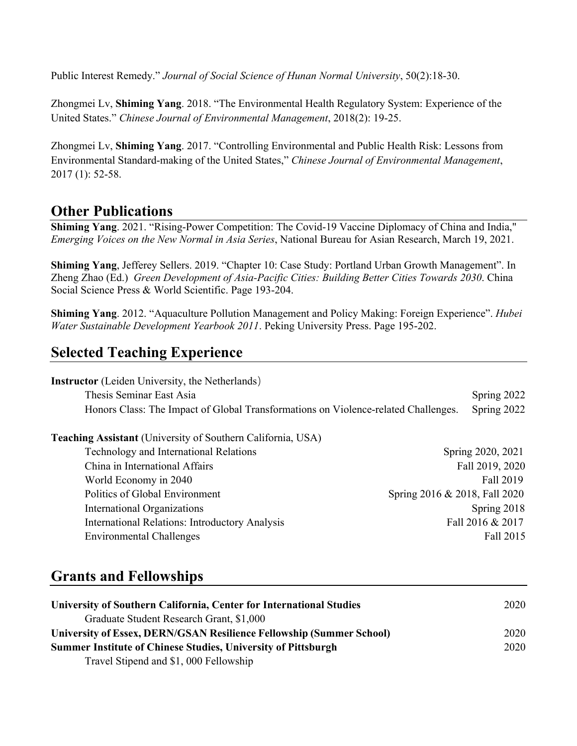Public Interest Remedy." *Journal of Social Science of Hunan Normal University*, 50(2):18-30.

Zhongmei Lv, **Shiming Yang**. 2018. "The Environmental Health Regulatory System: Experience of the United States." *Chinese Journal of Environmental Management*, 2018(2): 19-25.

Zhongmei Lv, **Shiming Yang**. 2017. "Controlling Environmental and Public Health Risk: Lessons from Environmental Standard-making of the United States," *Chinese Journal of Environmental Management*, 2017 (1): 52-58.

## Other Publications

**Shiming Yang**. 2021. "Rising-Power Competition: The Covid-19 Vaccine Diplomacy of China and India," *Emerging Voices on the New Normal in Asia Series*, National Bureau for Asian Research, March 19, 2021.

**Shiming Yang**, Jefferey Sellers. 2019. "Chapter 10: Case Study: Portland Urban Growth Management". In Zheng Zhao (Ed.) *Green Development of Asia-Pacific Cities: Building Better Cities Towards 2030*. China Social Science Press & World Scientific. Page 193-204.

**Shiming Yang**. 2012. "Aquaculture Pollution Management and Policy Making: Foreign Experience". *Hubei Water Sustainable Development Yearbook 2011*. Peking University Press. Page 195-202.

## Selected Teaching Experience

**Instructor** (Leiden University, the Netherlands)

- Thesis Seminar East Asia — Spring 2022
- Honors Class: The Impact of Global Transformations on Violence-related Challenges. — Spring 2022

**Teaching Assistant** (University of Southern California, USA)

- Technology and International Relations — Spring 2020, 2021
- China in International Affairs — Fall 2019, 2020
- World Economy in 2040 — Fall 2019
- Politics of Global Environment — Spring 2016 & 2018, Fall 2020
- International Organizations — Spring 2018
- International Relations: Introductory Analysis — Fall 2016 & 2017
- Environmental Challenges — Fall 2015

## Grants and Fellowships

**University of Southern California, Center for International Studies** — 2020
Graduate Student Research Grant, $1,000

**University of Essex, DERN/GSAN Resilience Fellowship (Summer School)** — 2020

**Summer Institute of Chinese Studies, University of Pittsburgh** — 2020
Travel Stipend and $1, 000 Fellowship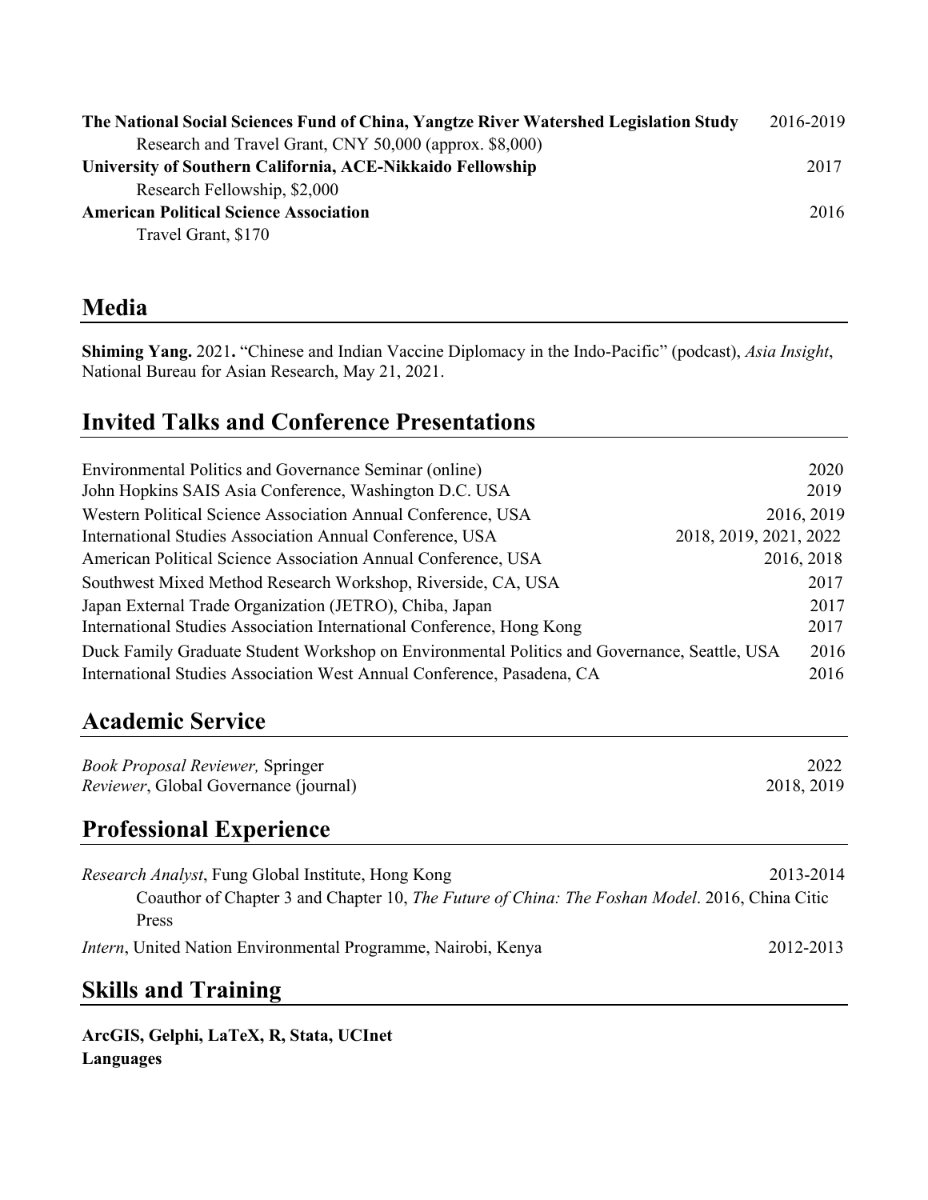**The National Social Sciences Fund of China, Yangtze River Watershed Legislation Study** 2016-2019
Research and Travel Grant, CNY 50,000 (approx. $8,000)

**University of Southern California, ACE-Nikkaido Fellowship** 2017
Research Fellowship, $2,000

**American Political Science Association** 2016
Travel Grant, $170

## Media

**Shiming Yang.** 2021**.** "Chinese and Indian Vaccine Diplomacy in the Indo-Pacific" (podcast), *Asia Insight*, National Bureau for Asian Research, May 21, 2021.

## Invited Talks and Conference Presentations

Environmental Politics and Governance Seminar (online) 2020
John Hopkins SAIS Asia Conference, Washington D.C. USA 2019
Western Political Science Association Annual Conference, USA 2016, 2019
International Studies Association Annual Conference, USA 2018, 2019, 2021, 2022
American Political Science Association Annual Conference, USA 2016, 2018
Southwest Mixed Method Research Workshop, Riverside, CA, USA 2017
Japan External Trade Organization (JETRO), Chiba, Japan 2017
International Studies Association International Conference, Hong Kong 2017
Duck Family Graduate Student Workshop on Environmental Politics and Governance, Seattle, USA 2016
International Studies Association West Annual Conference, Pasadena, CA 2016

## Academic Service

*Book Proposal Reviewer,* Springer 2022
*Reviewer*, Global Governance (journal) 2018, 2019

## Professional Experience

*Research Analyst*, Fung Global Institute, Hong Kong 2013-2014
Coauthor of Chapter 3 and Chapter 10, *The Future of China: The Foshan Model*. 2016, China Citic Press

*Intern*, United Nation Environmental Programme, Nairobi, Kenya 2012-2013

## Skills and Training

**ArcGIS, Gelphi, LaTeX, R, Stata, UCInet**
**Languages**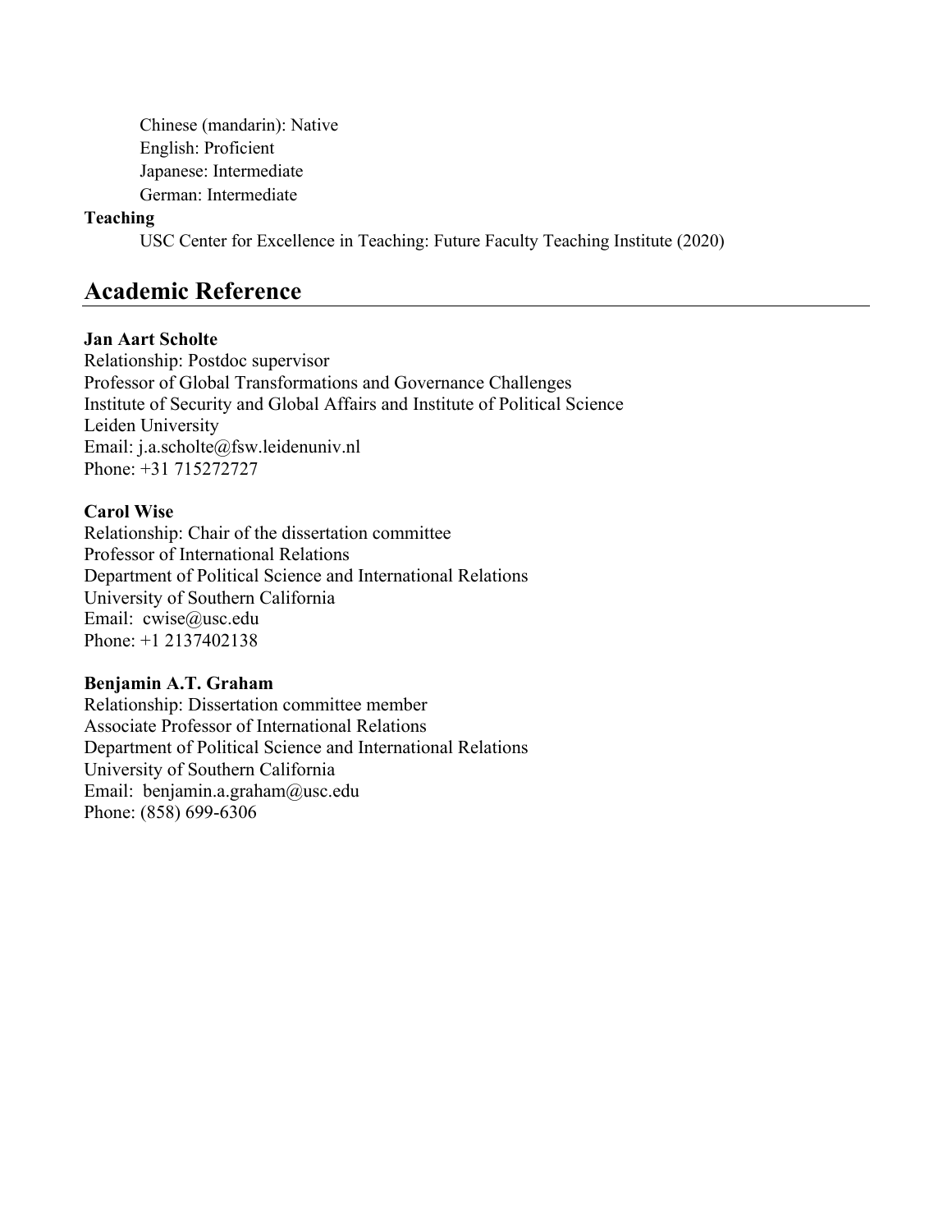Chinese (mandarin): Native
English: Proficient
Japanese: Intermediate
German: Intermediate

**Teaching**

USC Center for Excellence in Teaching: Future Faculty Teaching Institute (2020)

## Academic Reference

**Jan Aart Scholte**
Relationship: Postdoc supervisor
Professor of Global Transformations and Governance Challenges
Institute of Security and Global Affairs and Institute of Political Science
Leiden University
Email: j.a.scholte@fsw.leidenuniv.nl
Phone: +31 715272727

**Carol Wise**
Relationship: Chair of the dissertation committee
Professor of International Relations
Department of Political Science and International Relations
University of Southern California
Email: cwise@usc.edu
Phone: +1 2137402138

**Benjamin A.T. Graham**
Relationship: Dissertation committee member
Associate Professor of International Relations
Department of Political Science and International Relations
University of Southern California
Email: benjamin.a.graham@usc.edu
Phone: (858) 699-6306